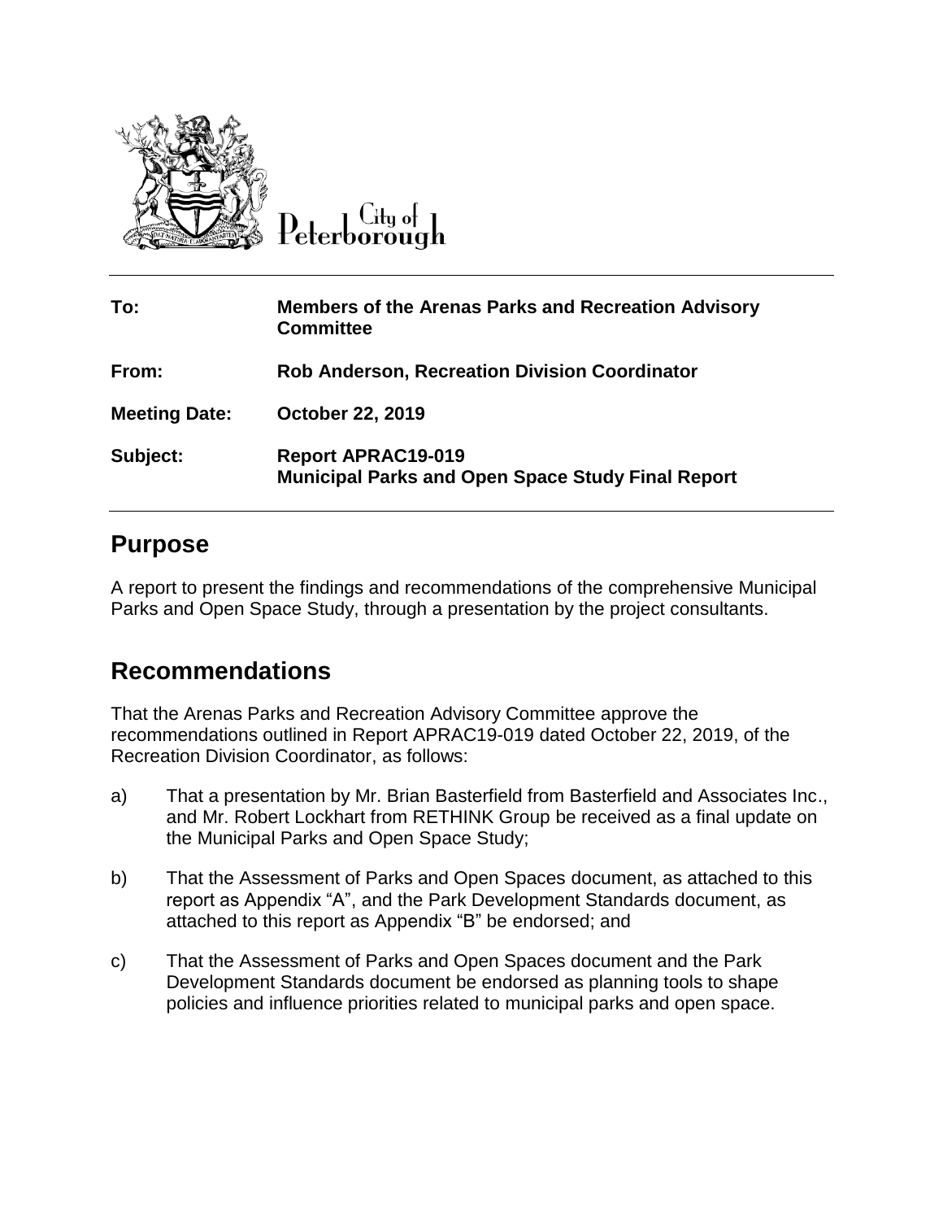City of Peterborough

| | |
|---|---|
| **To:** | **Members of the Arenas Parks and Recreation Advisory Committee** |
| **From:** | **Rob Anderson, Recreation Division Coordinator** |
| **Meeting Date:** | **October 22, 2019** |
| **Subject:** | **Report APRAC19-019**<br>**Municipal Parks and Open Space Study Final Report** |

## Purpose

A report to present the findings and recommendations of the comprehensive Municipal Parks and Open Space Study, through a presentation by the project consultants.

## Recommendations

That the Arenas Parks and Recreation Advisory Committee approve the recommendations outlined in Report APRAC19-019 dated October 22, 2019, of the Recreation Division Coordinator, as follows:

a) That a presentation by Mr. Brian Basterfield from Basterfield and Associates Inc., and Mr. Robert Lockhart from RETHINK Group be received as a final update on the Municipal Parks and Open Space Study;

b) That the Assessment of Parks and Open Spaces document, as attached to this report as Appendix "A", and the Park Development Standards document, as attached to this report as Appendix "B" be endorsed; and

c) That the Assessment of Parks and Open Spaces document and the Park Development Standards document be endorsed as planning tools to shape policies and influence priorities related to municipal parks and open space.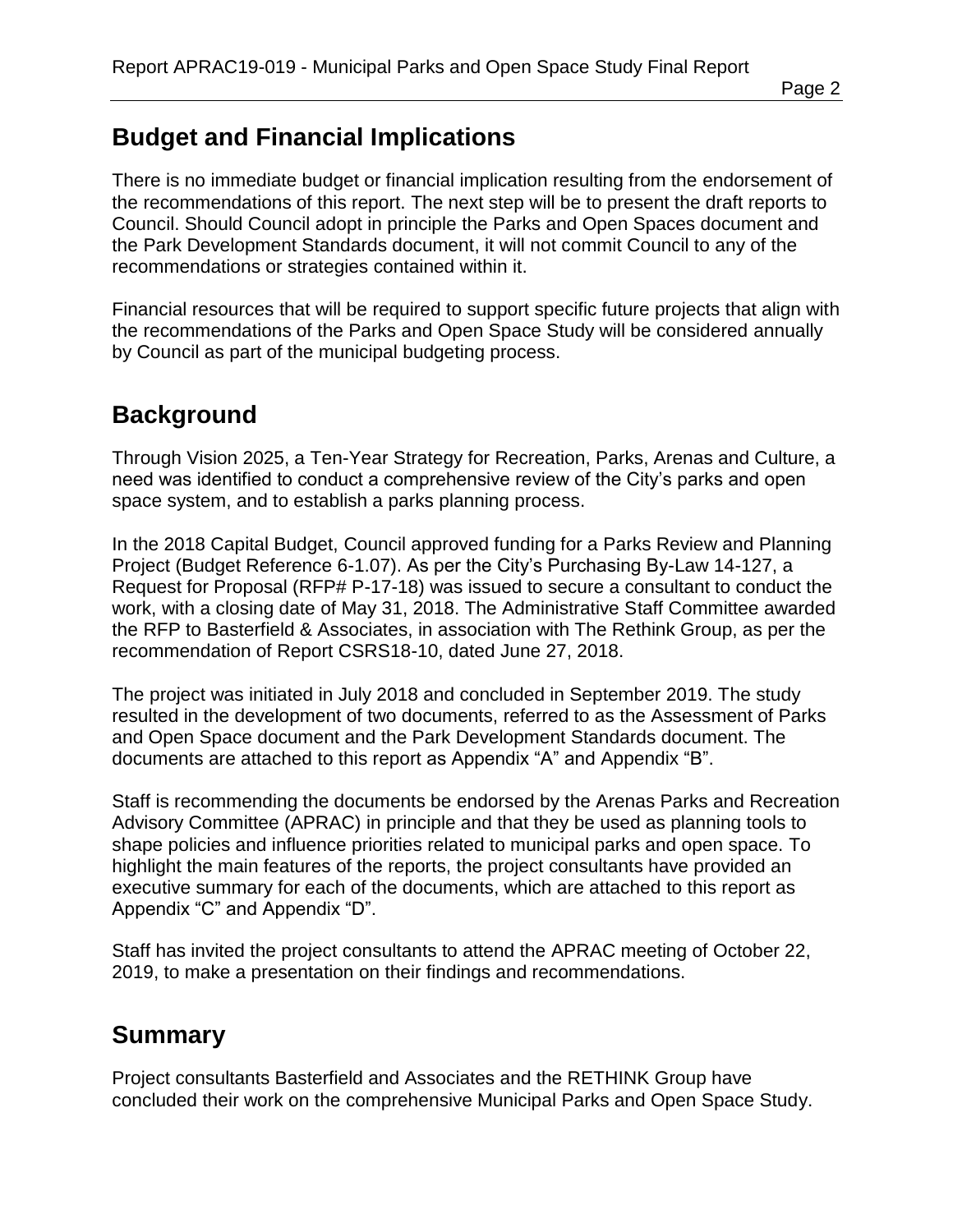## Budget and Financial Implications

There is no immediate budget or financial implication resulting from the endorsement of the recommendations of this report. The next step will be to present the draft reports to Council. Should Council adopt in principle the Parks and Open Spaces document and the Park Development Standards document, it will not commit Council to any of the recommendations or strategies contained within it.

Financial resources that will be required to support specific future projects that align with the recommendations of the Parks and Open Space Study will be considered annually by Council as part of the municipal budgeting process.

## Background

Through Vision 2025, a Ten-Year Strategy for Recreation, Parks, Arenas and Culture, a need was identified to conduct a comprehensive review of the City's parks and open space system, and to establish a parks planning process.

In the 2018 Capital Budget, Council approved funding for a Parks Review and Planning Project (Budget Reference 6-1.07). As per the City's Purchasing By-Law 14-127, a Request for Proposal (RFP# P-17-18) was issued to secure a consultant to conduct the work, with a closing date of May 31, 2018. The Administrative Staff Committee awarded the RFP to Basterfield & Associates, in association with The Rethink Group, as per the recommendation of Report CSRS18-10, dated June 27, 2018.

The project was initiated in July 2018 and concluded in September 2019. The study resulted in the development of two documents, referred to as the Assessment of Parks and Open Space document and the Park Development Standards document. The documents are attached to this report as Appendix "A" and Appendix "B".

Staff is recommending the documents be endorsed by the Arenas Parks and Recreation Advisory Committee (APRAC) in principle and that they be used as planning tools to shape policies and influence priorities related to municipal parks and open space. To highlight the main features of the reports, the project consultants have provided an executive summary for each of the documents, which are attached to this report as Appendix "C" and Appendix "D".

Staff has invited the project consultants to attend the APRAC meeting of October 22, 2019, to make a presentation on their findings and recommendations.

## Summary

Project consultants Basterfield and Associates and the RETHINK Group have concluded their work on the comprehensive Municipal Parks and Open Space Study.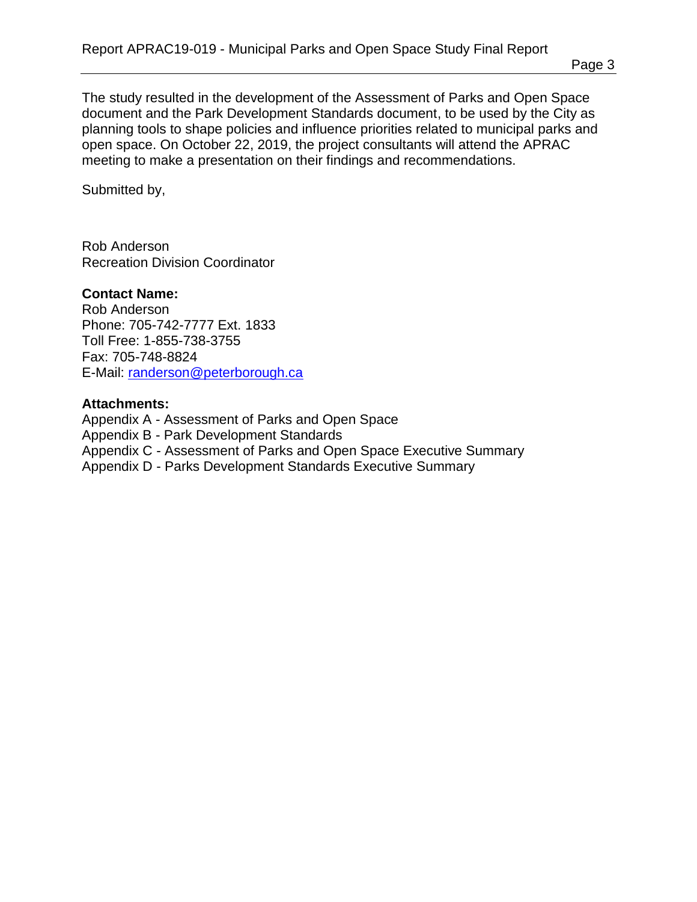The study resulted in the development of the Assessment of Parks and Open Space document and the Park Development Standards document, to be used by the City as planning tools to shape policies and influence priorities related to municipal parks and open space. On October 22, 2019, the project consultants will attend the APRAC meeting to make a presentation on their findings and recommendations.

Submitted by,

Rob Anderson
Recreation Division Coordinator

**Contact Name:**
Rob Anderson
Phone: 705-742-7777 Ext. 1833
Toll Free: 1-855-738-3755
Fax: 705-748-8824
E-Mail: randerson@peterborough.ca

**Attachments:**
Appendix A - Assessment of Parks and Open Space
Appendix B - Park Development Standards
Appendix C - Assessment of Parks and Open Space Executive Summary
Appendix D - Parks Development Standards Executive Summary